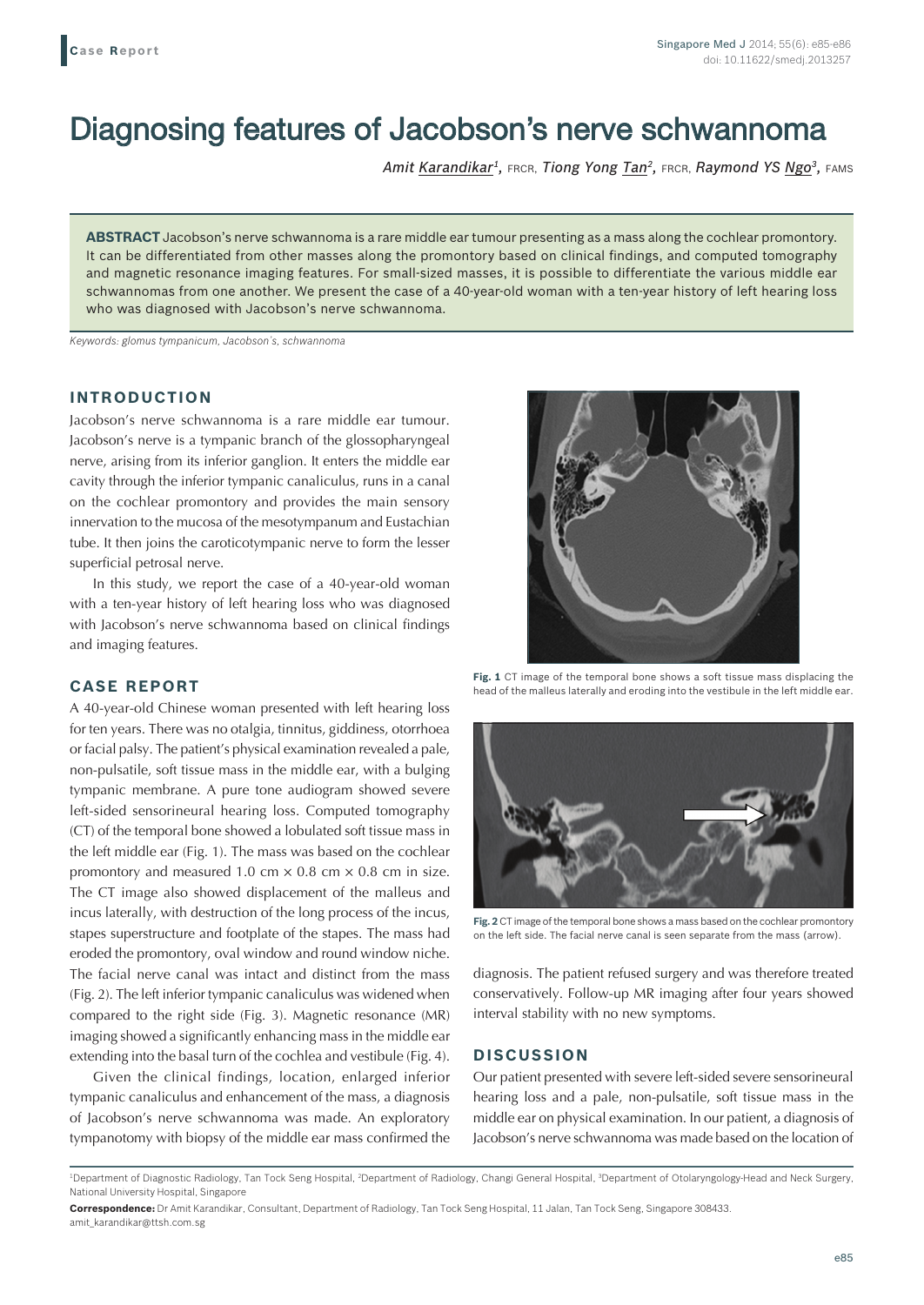Case Report

# Diagnosing features of Jacobson's nerve schwannoma

*Amit Karandikar*[1], FRCR, *Tiong Yong Tan*[2], FRCR, *Raymond YS Ngo*[3], FAMS

**ABSTRACT** Jacobson's nerve schwannoma is a rare middle ear tumour presenting as a mass along the cochlear promontory. It can be differentiated from other masses along the promontory based on clinical findings, and computed tomography and magnetic resonance imaging features. For small-sized masses, it is possible to differentiate the various middle ear schwannomas from one another. We present the case of a 40-year-old woman with a ten-year history of left hearing loss who was diagnosed with Jacobson's nerve schwannoma.

*Keywords: glomus tympanicum, Jacobson's, schwannoma*

## INTRODUCTION

Jacobson's nerve schwannoma is a rare middle ear tumour. Jacobson's nerve is a tympanic branch of the glossopharyngeal nerve, arising from its inferior ganglion. It enters the middle ear cavity through the inferior tympanic canaliculus, runs in a canal on the cochlear promontory and provides the main sensory innervation to the mucosa of the mesotympanum and Eustachian tube. It then joins the caroticotympanic nerve to form the lesser superficial petrosal nerve.

In this study, we report the case of a 40-year-old woman with a ten-year history of left hearing loss who was diagnosed with Jacobson's nerve schwannoma based on clinical findings and imaging features.

## CASE REPORT

A 40-year-old Chinese woman presented with left hearing loss for ten years. There was no otalgia, tinnitus, giddiness, otorrhoea or facial palsy. The patient's physical examination revealed a pale, non-pulsatile, soft tissue mass in the middle ear, with a bulging tympanic membrane. A pure tone audiogram showed severe left-sided sensorineural hearing loss. Computed tomography (CT) of the temporal bone showed a lobulated soft tissue mass in the left middle ear (Fig. 1). The mass was based on the cochlear promontory and measured 1.0 cm × 0.8 cm × 0.8 cm in size. The CT image also showed displacement of the malleus and incus laterally, with destruction of the long process of the incus, stapes superstructure and footplate of the stapes. The mass had eroded the promontory, oval window and round window niche. The facial nerve canal was intact and distinct from the mass (Fig. 2). The left inferior tympanic canaliculus was widened when compared to the right side (Fig. 3). Magnetic resonance (MR) imaging showed a significantly enhancing mass in the middle ear extending into the basal turn of the cochlea and vestibule (Fig. 4).

Given the clinical findings, location, enlarged inferior tympanic canaliculus and enhancement of the mass, a diagnosis of Jacobson's nerve schwannoma was made. An exploratory tympanotomy with biopsy of the middle ear mass confirmed the diagnosis. The patient refused surgery and was therefore treated conservatively. Follow-up MR imaging after four years showed interval stability with no new symptoms.

**Fig. 1** CT image of the temporal bone shows a soft tissue mass displacing the head of the malleus laterally and eroding into the vestibule in the left middle ear.

**Fig. 2** CT image of the temporal bone shows a mass based on the cochlear promontory on the left side. The facial nerve canal is seen separate from the mass (arrow).

## DISCUSSION

Our patient presented with severe left-sided severe sensorineural hearing loss and a pale, non-pulsatile, soft tissue mass in the middle ear on physical examination. In our patient, a diagnosis of Jacobson's nerve schwannoma was made based on the location of

[1]Department of Diagnostic Radiology, Tan Tock Seng Hospital, [2]Department of Radiology, Changi General Hospital, [3]Department of Otolaryngology-Head and Neck Surgery, National University Hospital, Singapore

**Correspondence:** Dr Amit Karandikar, Consultant, Department of Radiology, Tan Tock Seng Hospital, 11 Jalan, Tan Tock Seng, Singapore 308433. amit_karandikar@ttsh.com.sg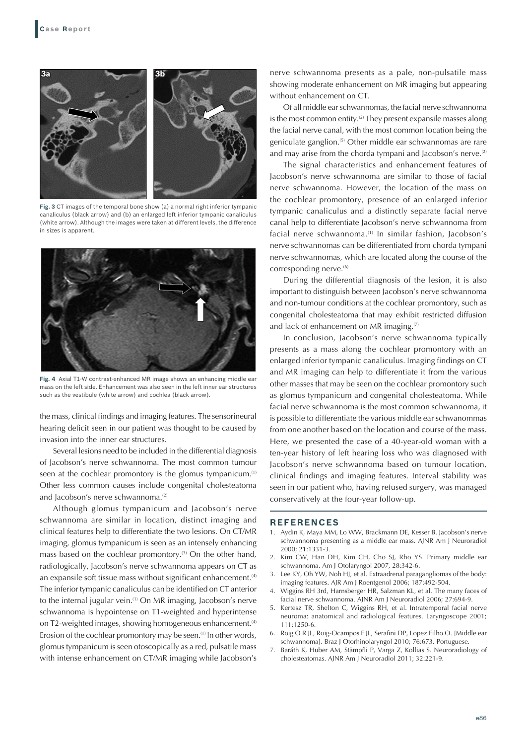Fig. 3 CT images of the temporal bone show (a) a normal right inferior tympanic canaliculus (black arrow) and (b) an enlarged left inferior tympanic canaliculus (white arrow). Although the images were taken at different levels, the difference in sizes is apparent.

Fig. 4 Axial T1-W contrast-enhanced MR image shows an enhancing middle ear mass on the left side. Enhancement was also seen in the left inner ear structures such as the vestibule (white arrow) and cochlea (black arrow).

the mass, clinical findings and imaging features. The sensorineural hearing deficit seen in our patient was thought to be caused by invasion into the inner ear structures.

Several lesions need to be included in the differential diagnosis of Jacobson's nerve schwannoma. The most common tumour seen at the cochlear promontory is the glomus tympanicum.[1] Other less common causes include congenital cholesteatoma and Jacobson's nerve schwannoma.[2]

Although glomus tympanicum and Jacobson's nerve schwannoma are similar in location, distinct imaging and clinical features help to differentiate the two lesions. On CT/MR imaging, glomus tympanicum is seen as an intensely enhancing mass based on the cochlear promontory.[3] On the other hand, radiologically, Jacobson's nerve schwannoma appears on CT as an expansile soft tissue mass without significant enhancement.[4] The inferior tympanic canaliculus can be identified on CT anterior to the internal jugular vein.[1] On MR imaging, Jacobson's nerve schwannoma is hypointense on T1-weighted and hyperintense on T2-weighted images, showing homogeneous enhancement.[4] Erosion of the cochlear promontory may be seen.[1] In other words, glomus tympanicum is seen otoscopically as a red, pulsatile mass with intense enhancement on CT/MR imaging while Jacobson's nerve schwannoma presents as a pale, non-pulsatile mass showing moderate enhancement on MR imaging but appearing without enhancement on CT.

Of all middle ear schwannomas, the facial nerve schwannoma is the most common entity.[2] They present expansile masses along the facial nerve canal, with the most common location being the geniculate ganglion.[5] Other middle ear schwannomas are rare and may arise from the chorda tympani and Jacobson's nerve.[2]

The signal characteristics and enhancement features of Jacobson's nerve schwannoma are similar to those of facial nerve schwannoma. However, the location of the mass on the cochlear promontory, presence of an enlarged inferior tympanic canaliculus and a distinctly separate facial nerve canal help to differentiate Jacobson's nerve schwannoma from facial nerve schwannoma.[1] In similar fashion, Jacobson's nerve schwannomas can be differentiated from chorda tympani nerve schwannomas, which are located along the course of the corresponding nerve.[6]

During the differential diagnosis of the lesion, it is also important to distinguish between Jacobson's nerve schwannoma and non-tumour conditions at the cochlear promontory, such as congenital cholesteatoma that may exhibit restricted diffusion and lack of enhancement on MR imaging.[7]

In conclusion, Jacobson's nerve schwannoma typically presents as a mass along the cochlear promontory with an enlarged inferior tympanic canaliculus. Imaging findings on CT and MR imaging can help to differentiate it from the various other masses that may be seen on the cochlear promontory such as glomus tympanicum and congenital cholesteatoma. While facial nerve schwannoma is the most common schwannoma, it is possible to differentiate the various middle ear schwanommas from one another based on the location and course of the mass. Here, we presented the case of a 40-year-old woman with a ten-year history of left hearing loss who was diagnosed with Jacobson's nerve schwannoma based on tumour location, clinical findings and imaging features. Interval stability was seen in our patient who, having refused surgery, was managed conservatively at the four-year follow-up.

## REFERENCES

1. Aydin K, Maya MM, Lo WW, Brackmann DE, Kesser B. Jacobson's nerve schwannoma presenting as a middle ear mass. AJNR Am J Neuroradiol 2000; 21:1331-3.
2. Kim CW, Han DH, Kim CH, Cho SJ, Rho YS. Primary middle ear schwannoma. Am J Otolaryngol 2007, 28:342-6.
3. Lee KY, Oh YW, Noh HJ, et al. Extraadrenal paragangliomas of the body: imaging features. AJR Am J Roentgenol 2006; 187:492-504.
4. Wiggins RH 3rd, Harnsberger HR, Salzman KL, et al. The many faces of facial nerve schwannoma. AJNR Am J Neuroradiol 2006; 27:694-9.
5. Kertesz TR, Shelton C, Wiggins RH, et al. Intratemporal facial nerve neuroma: anatomical and radiological features. Laryngoscope 2001; 111:1250-6.
6. Roig O R JL, Roig-Ocampos F JL, Serafini DP, Lopez Filho O. [Middle ear schwannoma]. Braz J Otorhinolaryngol 2010; 76:673. Portuguese.
7. Baráth K, Huber AM, Stämpfli P, Varga Z, Kollias S. Neuroradiology of cholesteatomas. AJNR Am J Neuroradiol 2011; 32:221-9.